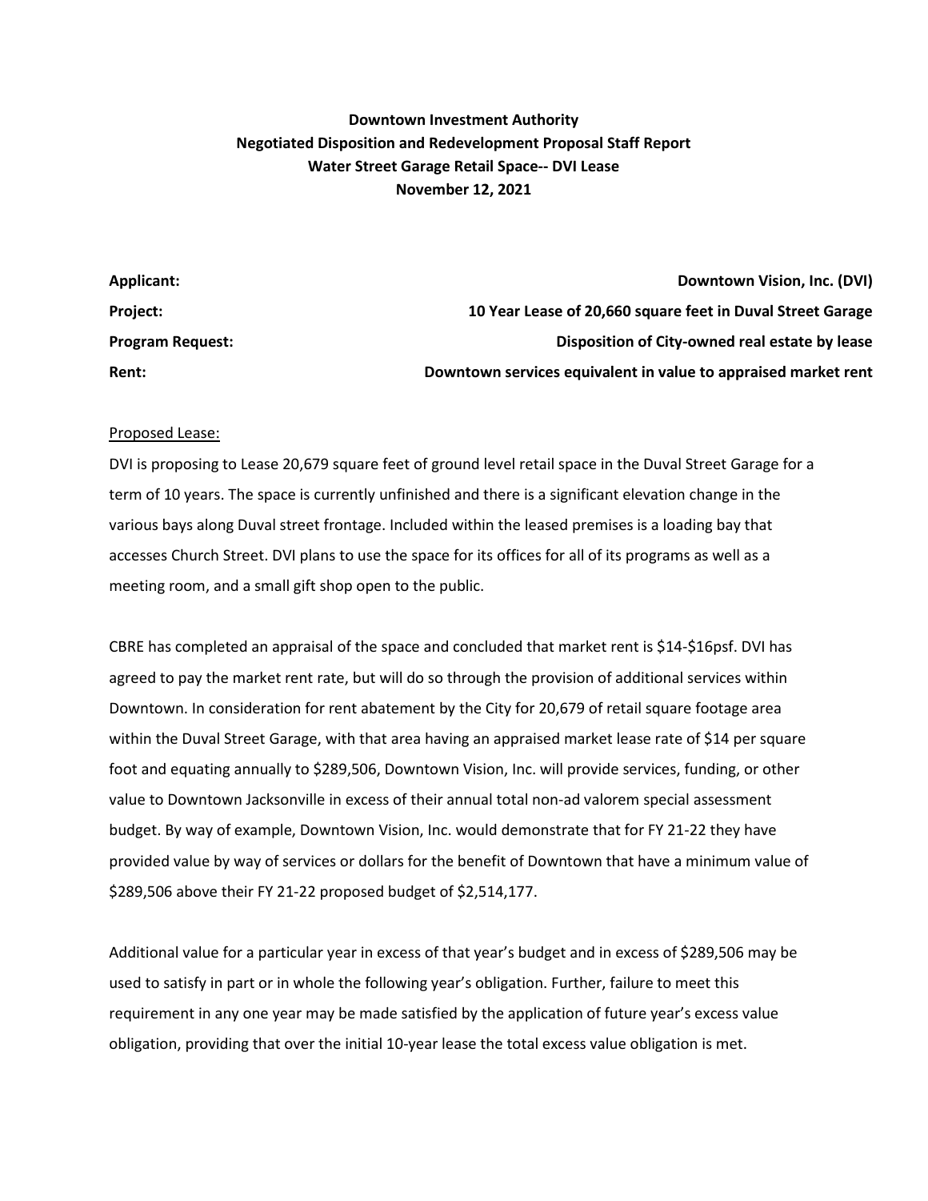**Downtown Investment Authority**
**Negotiated Disposition and Redevelopment Proposal Staff Report**
**Water Street Garage Retail Space-- DVI Lease**
**November 12, 2021**

| | |
|---|---|
| **Applicant:** | **Downtown Vision, Inc. (DVI)** |
| **Project:** | **10 Year Lease of 20,660 square feet in Duval Street Garage** |
| **Program Request:** | **Disposition of City-owned real estate by lease** |
| **Rent:** | **Downtown services equivalent in value to appraised market rent** |

<u>Proposed Lease:</u>

DVI is proposing to Lease 20,679 square feet of ground level retail space in the Duval Street Garage for a term of 10 years. The space is currently unfinished and there is a significant elevation change in the various bays along Duval street frontage. Included within the leased premises is a loading bay that accesses Church Street. DVI plans to use the space for its offices for all of its programs as well as a meeting room, and a small gift shop open to the public.

CBRE has completed an appraisal of the space and concluded that market rent is $14-$16psf. DVI has agreed to pay the market rent rate, but will do so through the provision of additional services within Downtown. In consideration for rent abatement by the City for 20,679 of retail square footage area within the Duval Street Garage, with that area having an appraised market lease rate of $14 per square foot and equating annually to $289,506, Downtown Vision, Inc. will provide services, funding, or other value to Downtown Jacksonville in excess of their annual total non-ad valorem special assessment budget. By way of example, Downtown Vision, Inc. would demonstrate that for FY 21-22 they have provided value by way of services or dollars for the benefit of Downtown that have a minimum value of $289,506 above their FY 21-22 proposed budget of $2,514,177.

Additional value for a particular year in excess of that year's budget and in excess of $289,506 may be used to satisfy in part or in whole the following year's obligation. Further, failure to meet this requirement in any one year may be made satisfied by the application of future year's excess value obligation, providing that over the initial 10-year lease the total excess value obligation is met.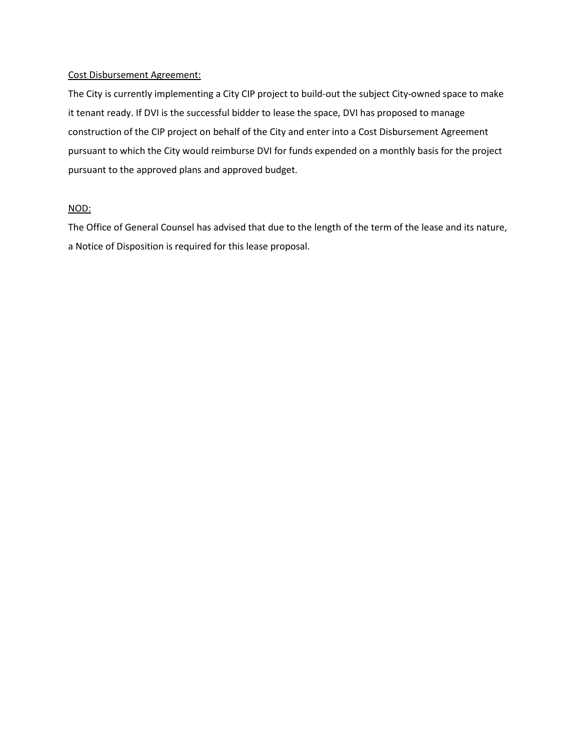Cost Disbursement Agreement:

The City is currently implementing a City CIP project to build-out the subject City-owned space to make it tenant ready. If DVI is the successful bidder to lease the space, DVI has proposed to manage construction of the CIP project on behalf of the City and enter into a Cost Disbursement Agreement pursuant to which the City would reimburse DVI for funds expended on a monthly basis for the project pursuant to the approved plans and approved budget.

NOD:

The Office of General Counsel has advised that due to the length of the term of the lease and its nature, a Notice of Disposition is required for this lease proposal.